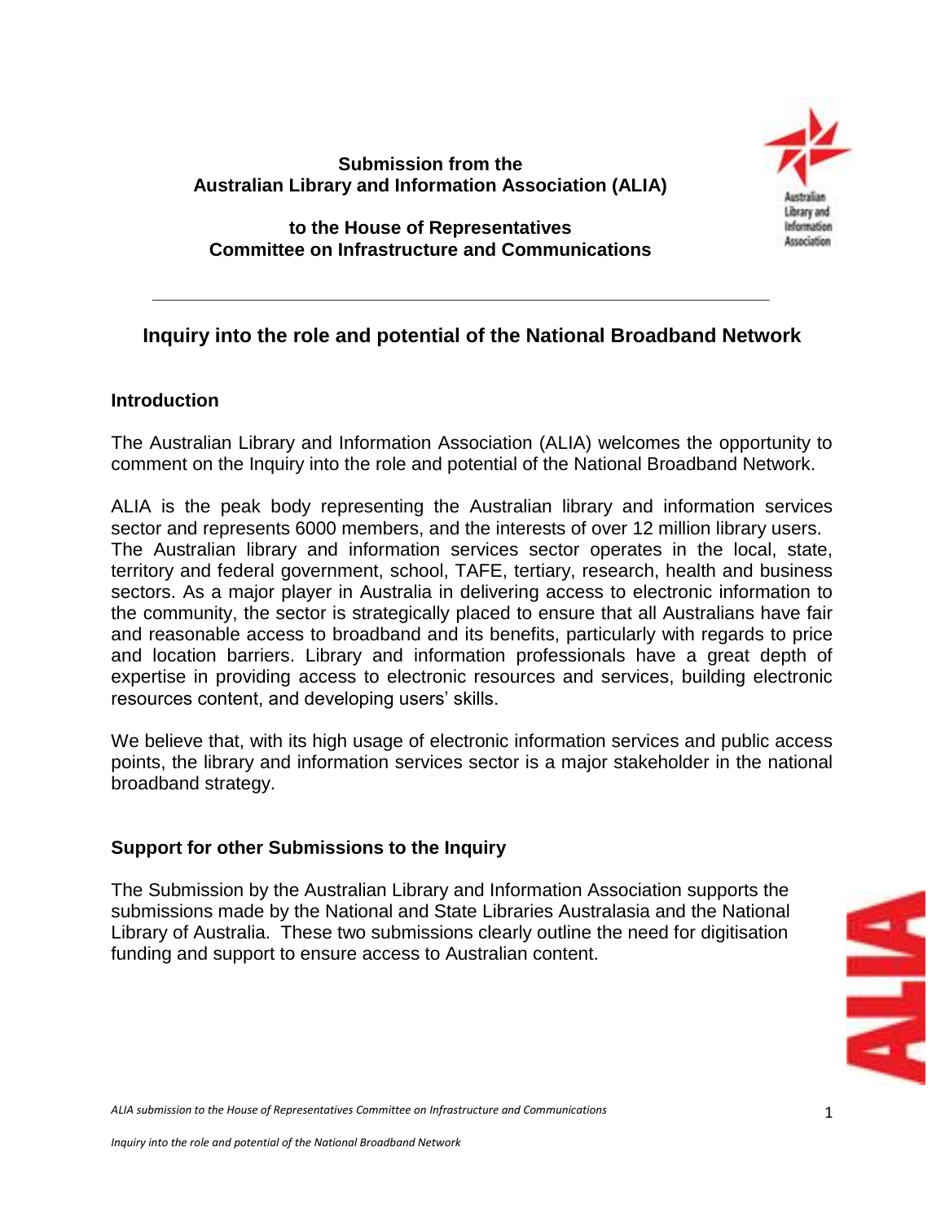**Submission from the Australian Library and Information Association (ALIA)**

**to the House of Representatives Committee on Infrastructure and Communications**

---

## Inquiry into the role and potential of the National Broadband Network

### Introduction

The Australian Library and Information Association (ALIA) welcomes the opportunity to comment on the Inquiry into the role and potential of the National Broadband Network.

ALIA is the peak body representing the Australian library and information services sector and represents 6000 members, and the interests of over 12 million library users. The Australian library and information services sector operates in the local, state, territory and federal government, school, TAFE, tertiary, research, health and business sectors. As a major player in Australia in delivering access to electronic information to the community, the sector is strategically placed to ensure that all Australians have fair and reasonable access to broadband and its benefits, particularly with regards to price and location barriers. Library and information professionals have a great depth of expertise in providing access to electronic resources and services, building electronic resources content, and developing users' skills.

We believe that, with its high usage of electronic information services and public access points, the library and information services sector is a major stakeholder in the national broadband strategy.

### Support for other Submissions to the Inquiry

The Submission by the Australian Library and Information Association supports the submissions made by the National and State Libraries Australasia and the National Library of Australia. These two submissions clearly outline the need for digitisation funding and support to ensure access to Australian content.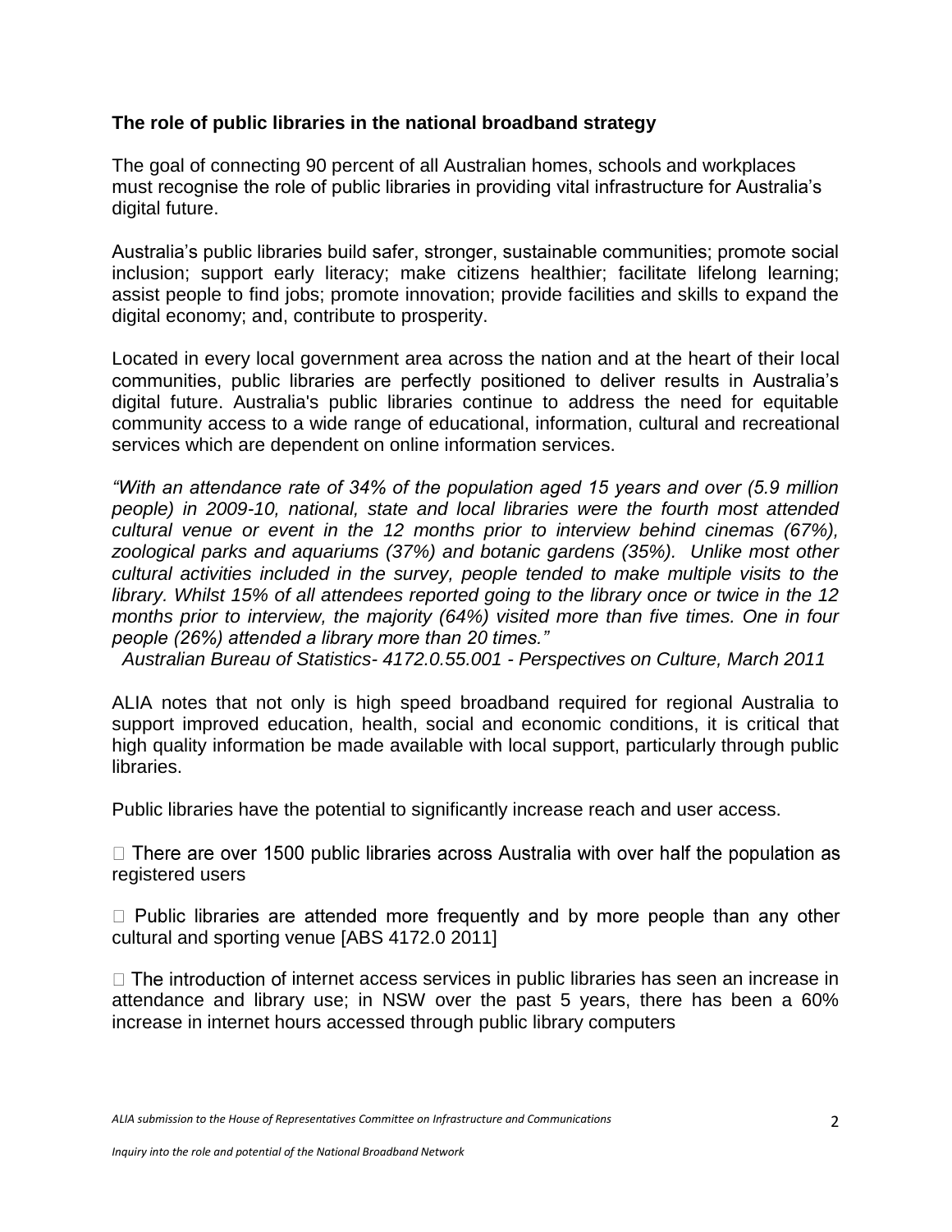**The role of public libraries in the national broadband strategy**

The goal of connecting 90 percent of all Australian homes, schools and workplaces must recognise the role of public libraries in providing vital infrastructure for Australia's digital future.

Australia's public libraries build safer, stronger, sustainable communities; promote social inclusion; support early literacy; make citizens healthier; facilitate lifelong learning; assist people to find jobs; promote innovation; provide facilities and skills to expand the digital economy; and, contribute to prosperity.

Located in every local government area across the nation and at the heart of their local communities, public libraries are perfectly positioned to deliver results in Australia's digital future. Australia's public libraries continue to address the need for equitable community access to a wide range of educational, information, cultural and recreational services which are dependent on online information services.

*"With an attendance rate of 34% of the population aged 15 years and over (5.9 million people) in 2009-10, national, state and local libraries were the fourth most attended cultural venue or event in the 12 months prior to interview behind cinemas (67%), zoological parks and aquariums (37%) and botanic gardens (35%). Unlike most other cultural activities included in the survey, people tended to make multiple visits to the library. Whilst 15% of all attendees reported going to the library once or twice in the 12 months prior to interview, the majority (64%) visited more than five times. One in four people (26%) attended a library more than 20 times."*

*Australian Bureau of Statistics- 4172.0.55.001 - Perspectives on Culture, March 2011*

ALIA notes that not only is high speed broadband required for regional Australia to support improved education, health, social and economic conditions, it is critical that high quality information be made available with local support, particularly through public libraries.

Public libraries have the potential to significantly increase reach and user access.

- There are over 1500 public libraries across Australia with over half the population as registered users

- Public libraries are attended more frequently and by more people than any other cultural and sporting venue [ABS 4172.0 2011]

- The introduction of internet access services in public libraries has seen an increase in attendance and library use; in NSW over the past 5 years, there has been a 60% increase in internet hours accessed through public library computers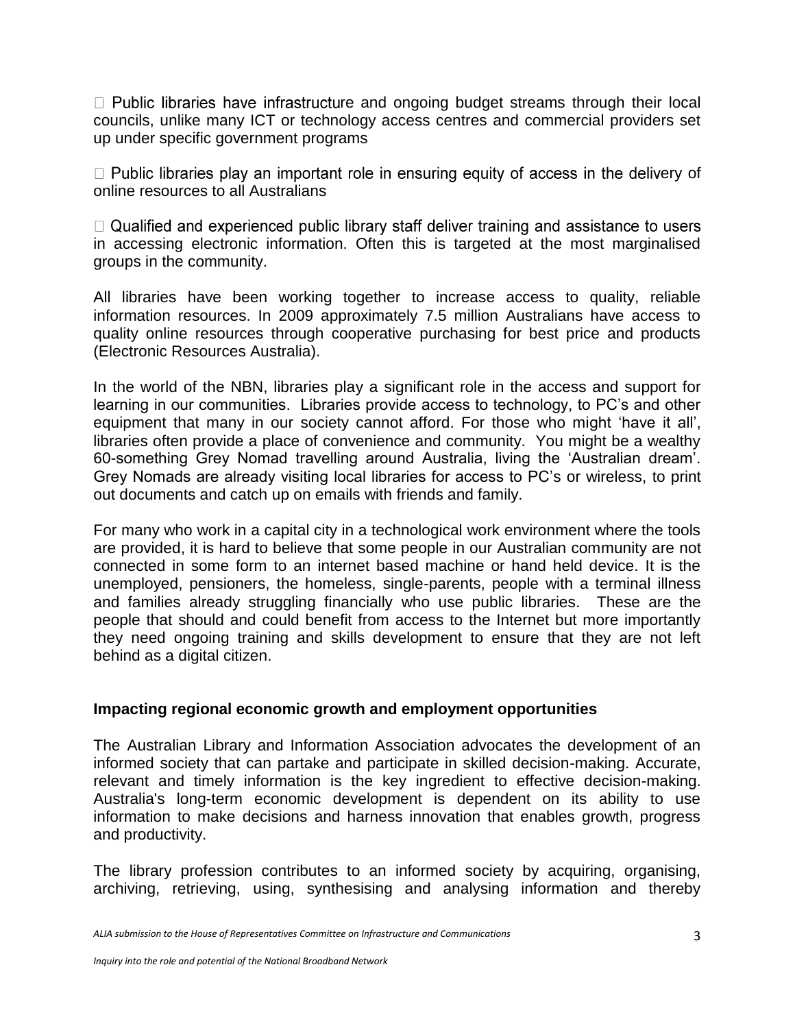- Public libraries have infrastructure and ongoing budget streams through their local councils, unlike many ICT or technology access centres and commercial providers set up under specific government programs

- Public libraries play an important role in ensuring equity of access in the delivery of online resources to all Australians

- Qualified and experienced public library staff deliver training and assistance to users in accessing electronic information. Often this is targeted at the most marginalised groups in the community.

All libraries have been working together to increase access to quality, reliable information resources. In 2009 approximately 7.5 million Australians have access to quality online resources through cooperative purchasing for best price and products (Electronic Resources Australia).

In the world of the NBN, libraries play a significant role in the access and support for learning in our communities. Libraries provide access to technology, to PC's and other equipment that many in our society cannot afford. For those who might 'have it all', libraries often provide a place of convenience and community. You might be a wealthy 60-something Grey Nomad travelling around Australia, living the 'Australian dream'. Grey Nomads are already visiting local libraries for access to PC's or wireless, to print out documents and catch up on emails with friends and family.

For many who work in a capital city in a technological work environment where the tools are provided, it is hard to believe that some people in our Australian community are not connected in some form to an internet based machine or hand held device. It is the unemployed, pensioners, the homeless, single-parents, people with a terminal illness and families already struggling financially who use public libraries. These are the people that should and could benefit from access to the Internet but more importantly they need ongoing training and skills development to ensure that they are not left behind as a digital citizen.

## Impacting regional economic growth and employment opportunities

The Australian Library and Information Association advocates the development of an informed society that can partake and participate in skilled decision-making. Accurate, relevant and timely information is the key ingredient to effective decision-making. Australia's long-term economic development is dependent on its ability to use information to make decisions and harness innovation that enables growth, progress and productivity.

The library profession contributes to an informed society by acquiring, organising, archiving, retrieving, using, synthesising and analysing information and thereby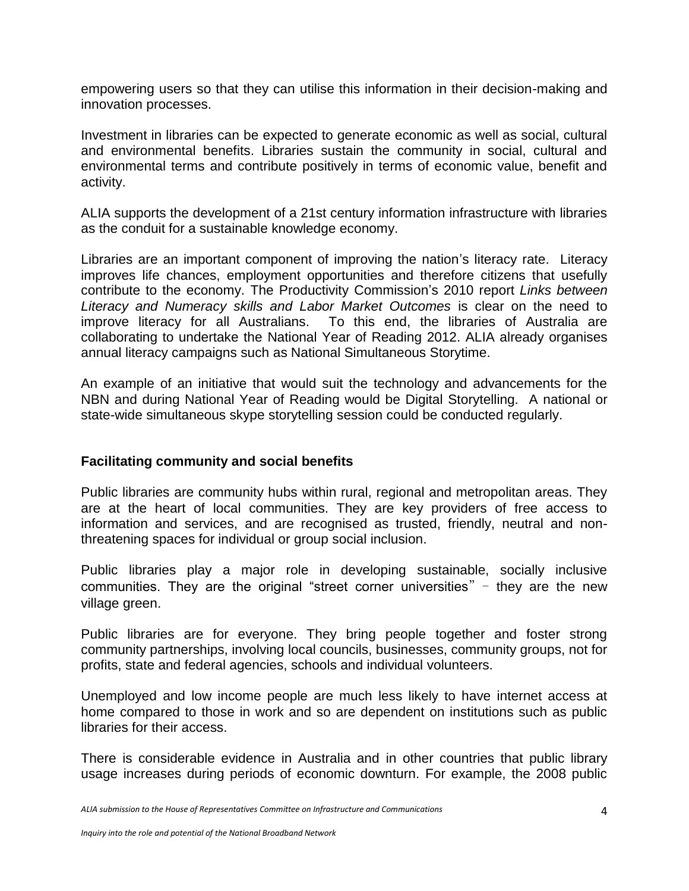empowering users so that they can utilise this information in their decision-making and innovation processes.

Investment in libraries can be expected to generate economic as well as social, cultural and environmental benefits. Libraries sustain the community in social, cultural and environmental terms and contribute positively in terms of economic value, benefit and activity.

ALIA supports the development of a 21st century information infrastructure with libraries as the conduit for a sustainable knowledge economy.

Libraries are an important component of improving the nation's literacy rate. Literacy improves life chances, employment opportunities and therefore citizens that usefully contribute to the economy. The Productivity Commission's 2010 report *Links between Literacy and Numeracy skills and Labor Market Outcomes* is clear on the need to improve literacy for all Australians. To this end, the libraries of Australia are collaborating to undertake the National Year of Reading 2012. ALIA already organises annual literacy campaigns such as National Simultaneous Storytime.

An example of an initiative that would suit the technology and advancements for the NBN and during National Year of Reading would be Digital Storytelling. A national or state-wide simultaneous skype storytelling session could be conducted regularly.

## Facilitating community and social benefits

Public libraries are community hubs within rural, regional and metropolitan areas. They are at the heart of local communities. They are key providers of free access to information and services, and are recognised as trusted, friendly, neutral and non-threatening spaces for individual or group social inclusion.

Public libraries play a major role in developing sustainable, socially inclusive communities. They are the original "street corner universities" – they are the new village green.

Public libraries are for everyone. They bring people together and foster strong community partnerships, involving local councils, businesses, community groups, not for profits, state and federal agencies, schools and individual volunteers.

Unemployed and low income people are much less likely to have internet access at home compared to those in work and so are dependent on institutions such as public libraries for their access.

There is considerable evidence in Australia and in other countries that public library usage increases during periods of economic downturn. For example, the 2008 public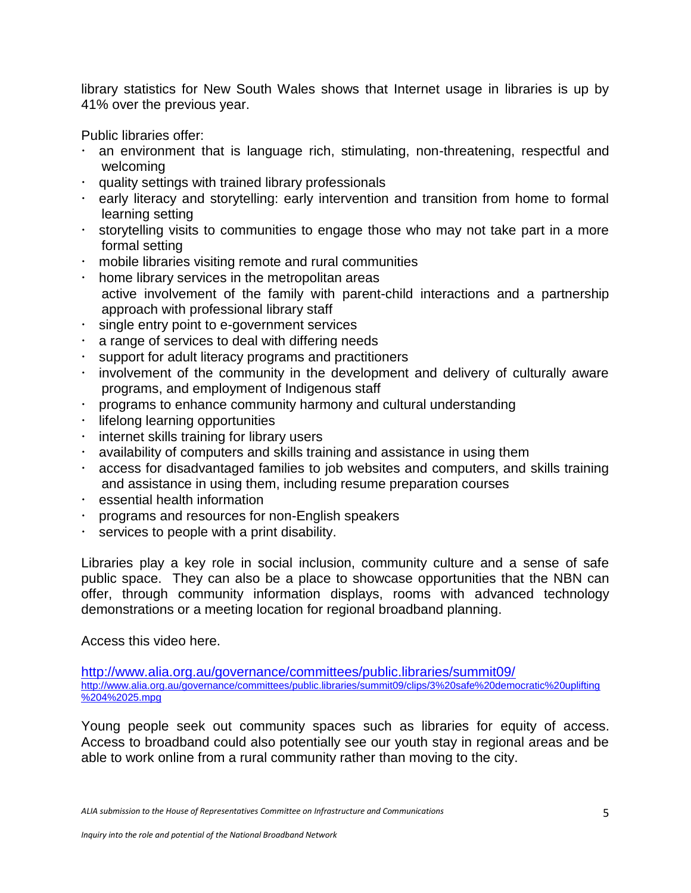library statistics for New South Wales shows that Internet usage in libraries is up by 41% over the previous year.

Public libraries offer:

- an environment that is language rich, stimulating, non-threatening, respectful and welcoming
- quality settings with trained library professionals
- early literacy and storytelling: early intervention and transition from home to formal learning setting
- storytelling visits to communities to engage those who may not take part in a more formal setting
- mobile libraries visiting remote and rural communities
- home library services in the metropolitan areas
  active involvement of the family with parent-child interactions and a partnership approach with professional library staff
- single entry point to e-government services
- a range of services to deal with differing needs
- support for adult literacy programs and practitioners
- involvement of the community in the development and delivery of culturally aware programs, and employment of Indigenous staff
- programs to enhance community harmony and cultural understanding
- lifelong learning opportunities
- internet skills training for library users
- availability of computers and skills training and assistance in using them
- access for disadvantaged families to job websites and computers, and skills training and assistance in using them, including resume preparation courses
- essential health information
- programs and resources for non-English speakers
- services to people with a print disability.

Libraries play a key role in social inclusion, community culture and a sense of safe public space. They can also be a place to showcase opportunities that the NBN can offer, through community information displays, rooms with advanced technology demonstrations or a meeting location for regional broadband planning.

Access this video here.

[http://www.alia.org.au/governance/committees/public.libraries/summit09/](http://www.alia.org.au/governance/committees/public.libraries/summit09/)
[http://www.alia.org.au/governance/committees/public.libraries/summit09/clips/3%20safe%20democratic%20uplifting%204%2025.mpg](http://www.alia.org.au/governance/committees/public.libraries/summit09/clips/3%20safe%20democratic%20uplifting%204%2025.mpg)

Young people seek out community spaces such as libraries for equity of access. Access to broadband could also potentially see our youth stay in regional areas and be able to work online from a rural community rather than moving to the city.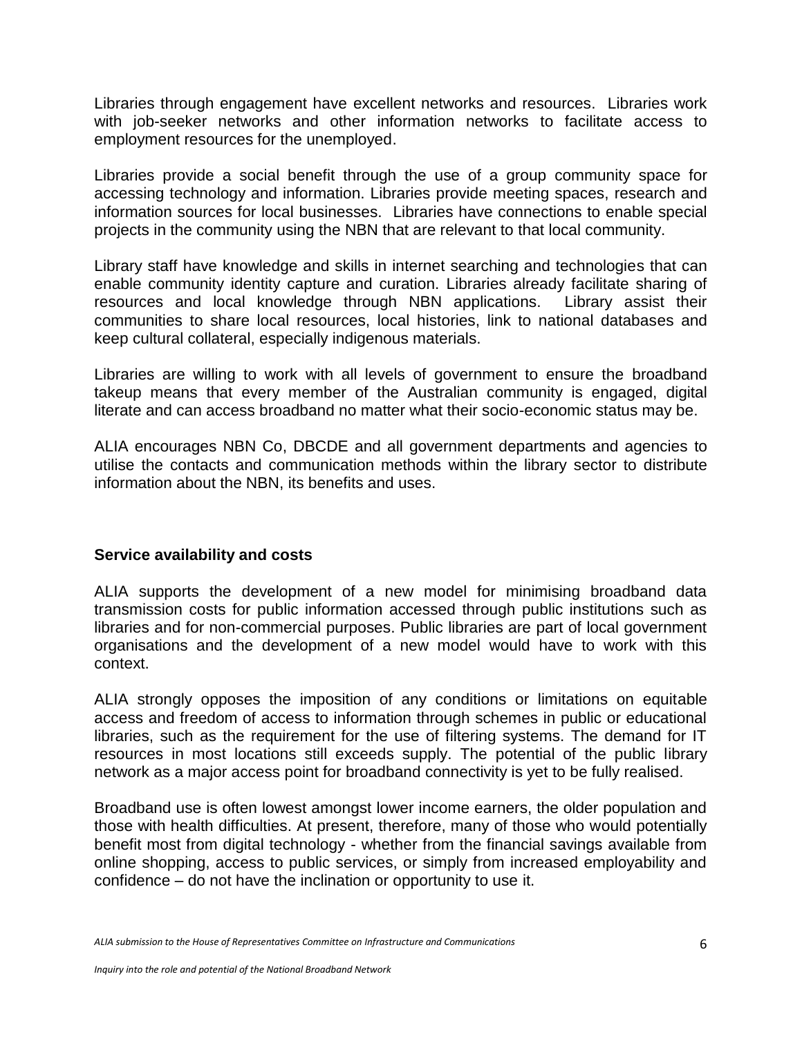Libraries through engagement have excellent networks and resources. Libraries work with job-seeker networks and other information networks to facilitate access to employment resources for the unemployed.

Libraries provide a social benefit through the use of a group community space for accessing technology and information. Libraries provide meeting spaces, research and information sources for local businesses. Libraries have connections to enable special projects in the community using the NBN that are relevant to that local community.

Library staff have knowledge and skills in internet searching and technologies that can enable community identity capture and curation. Libraries already facilitate sharing of resources and local knowledge through NBN applications. Library assist their communities to share local resources, local histories, link to national databases and keep cultural collateral, especially indigenous materials.

Libraries are willing to work with all levels of government to ensure the broadband takeup means that every member of the Australian community is engaged, digital literate and can access broadband no matter what their socio-economic status may be.

ALIA encourages NBN Co, DBCDE and all government departments and agencies to utilise the contacts and communication methods within the library sector to distribute information about the NBN, its benefits and uses.

**Service availability and costs**

ALIA supports the development of a new model for minimising broadband data transmission costs for public information accessed through public institutions such as libraries and for non-commercial purposes. Public libraries are part of local government organisations and the development of a new model would have to work with this context.

ALIA strongly opposes the imposition of any conditions or limitations on equitable access and freedom of access to information through schemes in public or educational libraries, such as the requirement for the use of filtering systems. The demand for IT resources in most locations still exceeds supply. The potential of the public library network as a major access point for broadband connectivity is yet to be fully realised.

Broadband use is often lowest amongst lower income earners, the older population and those with health difficulties. At present, therefore, many of those who would potentially benefit most from digital technology - whether from the financial savings available from online shopping, access to public services, or simply from increased employability and confidence – do not have the inclination or opportunity to use it.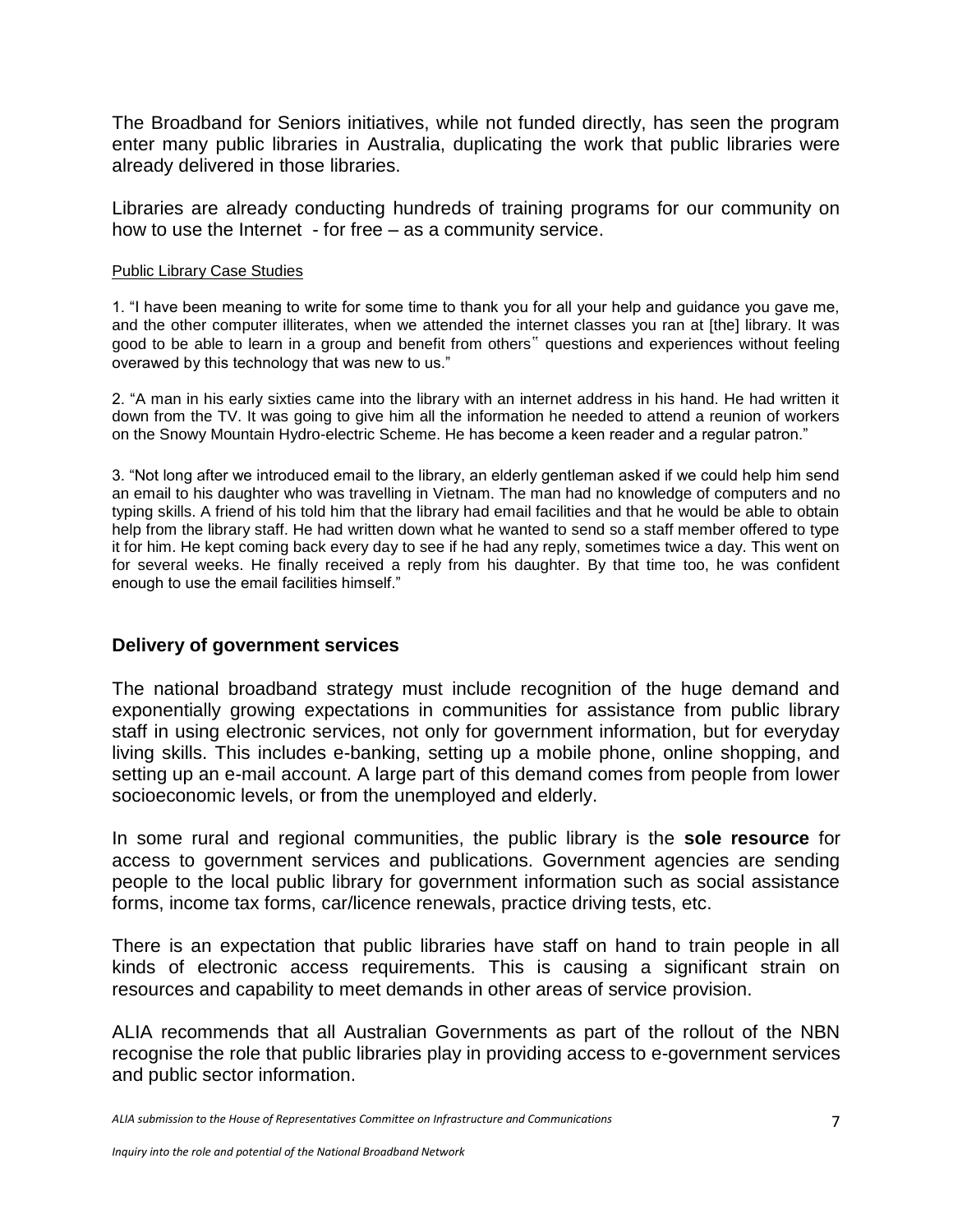The Broadband for Seniors initiatives, while not funded directly, has seen the program enter many public libraries in Australia, duplicating the work that public libraries were already delivered in those libraries.

Libraries are already conducting hundreds of training programs for our community on how to use the Internet - for free – as a community service.

<u>Public Library Case Studies</u>

1. "I have been meaning to write for some time to thank you for all your help and guidance you gave me, and the other computer illiterates, when we attended the internet classes you ran at [the] library. It was good to be able to learn in a group and benefit from others‟ questions and experiences without feeling overawed by this technology that was new to us."

2. "A man in his early sixties came into the library with an internet address in his hand. He had written it down from the TV. It was going to give him all the information he needed to attend a reunion of workers on the Snowy Mountain Hydro-electric Scheme. He has become a keen reader and a regular patron."

3. "Not long after we introduced email to the library, an elderly gentleman asked if we could help him send an email to his daughter who was travelling in Vietnam. The man had no knowledge of computers and no typing skills. A friend of his told him that the library had email facilities and that he would be able to obtain help from the library staff. He had written down what he wanted to send so a staff member offered to type it for him. He kept coming back every day to see if he had any reply, sometimes twice a day. This went on for several weeks. He finally received a reply from his daughter. By that time too, he was confident enough to use the email facilities himself."

## Delivery of government services

The national broadband strategy must include recognition of the huge demand and exponentially growing expectations in communities for assistance from public library staff in using electronic services, not only for government information, but for everyday living skills. This includes e-banking, setting up a mobile phone, online shopping, and setting up an e-mail account. A large part of this demand comes from people from lower socioeconomic levels, or from the unemployed and elderly.

In some rural and regional communities, the public library is the **sole resource** for access to government services and publications. Government agencies are sending people to the local public library for government information such as social assistance forms, income tax forms, car/licence renewals, practice driving tests, etc.

There is an expectation that public libraries have staff on hand to train people in all kinds of electronic access requirements. This is causing a significant strain on resources and capability to meet demands in other areas of service provision.

ALIA recommends that all Australian Governments as part of the rollout of the NBN recognise the role that public libraries play in providing access to e-government services and public sector information.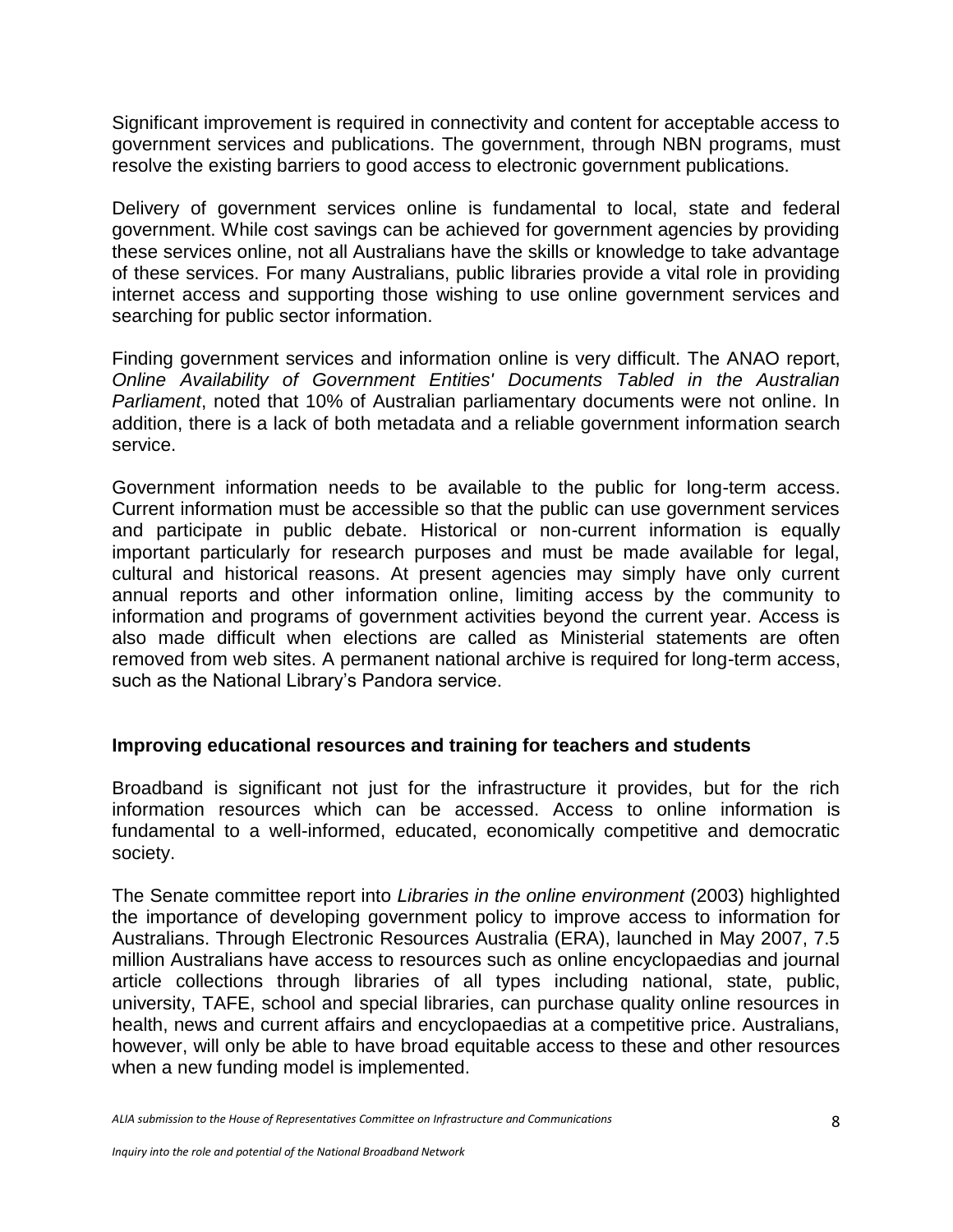Significant improvement is required in connectivity and content for acceptable access to government services and publications. The government, through NBN programs, must resolve the existing barriers to good access to electronic government publications.

Delivery of government services online is fundamental to local, state and federal government. While cost savings can be achieved for government agencies by providing these services online, not all Australians have the skills or knowledge to take advantage of these services. For many Australians, public libraries provide a vital role in providing internet access and supporting those wishing to use online government services and searching for public sector information.

Finding government services and information online is very difficult. The ANAO report, *Online Availability of Government Entities' Documents Tabled in the Australian Parliament*, noted that 10% of Australian parliamentary documents were not online. In addition, there is a lack of both metadata and a reliable government information search service.

Government information needs to be available to the public for long-term access. Current information must be accessible so that the public can use government services and participate in public debate. Historical or non-current information is equally important particularly for research purposes and must be made available for legal, cultural and historical reasons. At present agencies may simply have only current annual reports and other information online, limiting access by the community to information and programs of government activities beyond the current year. Access is also made difficult when elections are called as Ministerial statements are often removed from web sites. A permanent national archive is required for long-term access, such as the National Library's Pandora service.

## Improving educational resources and training for teachers and students

Broadband is significant not just for the infrastructure it provides, but for the rich information resources which can be accessed. Access to online information is fundamental to a well-informed, educated, economically competitive and democratic society.

The Senate committee report into *Libraries in the online environment* (2003) highlighted the importance of developing government policy to improve access to information for Australians. Through Electronic Resources Australia (ERA), launched in May 2007, 7.5 million Australians have access to resources such as online encyclopaedias and journal article collections through libraries of all types including national, state, public, university, TAFE, school and special libraries, can purchase quality online resources in health, news and current affairs and encyclopaedias at a competitive price. Australians, however, will only be able to have broad equitable access to these and other resources when a new funding model is implemented.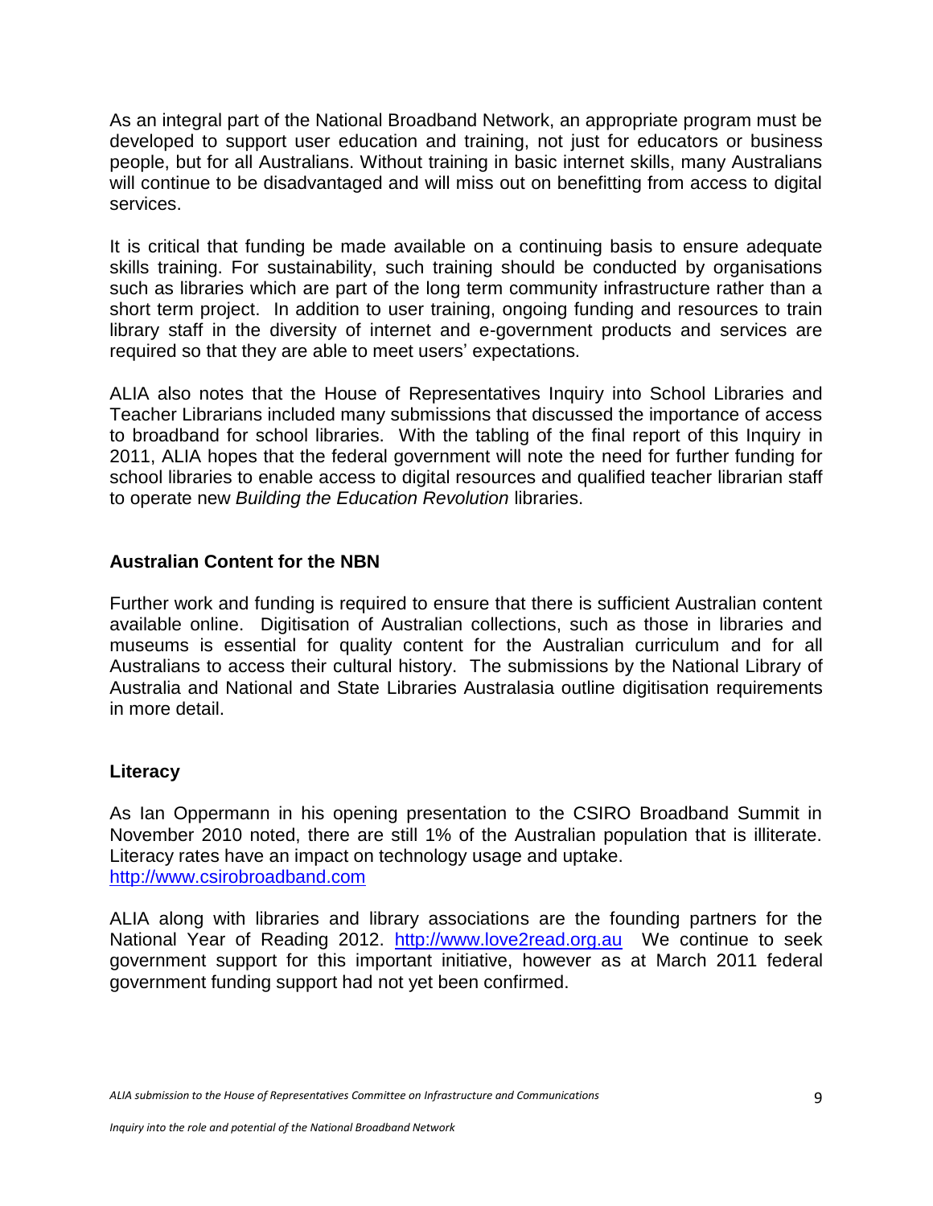As an integral part of the National Broadband Network, an appropriate program must be developed to support user education and training, not just for educators or business people, but for all Australians. Without training in basic internet skills, many Australians will continue to be disadvantaged and will miss out on benefitting from access to digital services.

It is critical that funding be made available on a continuing basis to ensure adequate skills training. For sustainability, such training should be conducted by organisations such as libraries which are part of the long term community infrastructure rather than a short term project. In addition to user training, ongoing funding and resources to train library staff in the diversity of internet and e-government products and services are required so that they are able to meet users' expectations.

ALIA also notes that the House of Representatives Inquiry into School Libraries and Teacher Librarians included many submissions that discussed the importance of access to broadband for school libraries. With the tabling of the final report of this Inquiry in 2011, ALIA hopes that the federal government will note the need for further funding for school libraries to enable access to digital resources and qualified teacher librarian staff to operate new *Building the Education Revolution* libraries.

## Australian Content for the NBN

Further work and funding is required to ensure that there is sufficient Australian content available online. Digitisation of Australian collections, such as those in libraries and museums is essential for quality content for the Australian curriculum and for all Australians to access their cultural history. The submissions by the National Library of Australia and National and State Libraries Australasia outline digitisation requirements in more detail.

## Literacy

As Ian Oppermann in his opening presentation to the CSIRO Broadband Summit in November 2010 noted, there are still 1% of the Australian population that is illiterate. Literacy rates have an impact on technology usage and uptake.
http://www.csirobroadband.com

ALIA along with libraries and library associations are the founding partners for the National Year of Reading 2012. http://www.love2read.org.au We continue to seek government support for this important initiative, however as at March 2011 federal government funding support had not yet been confirmed.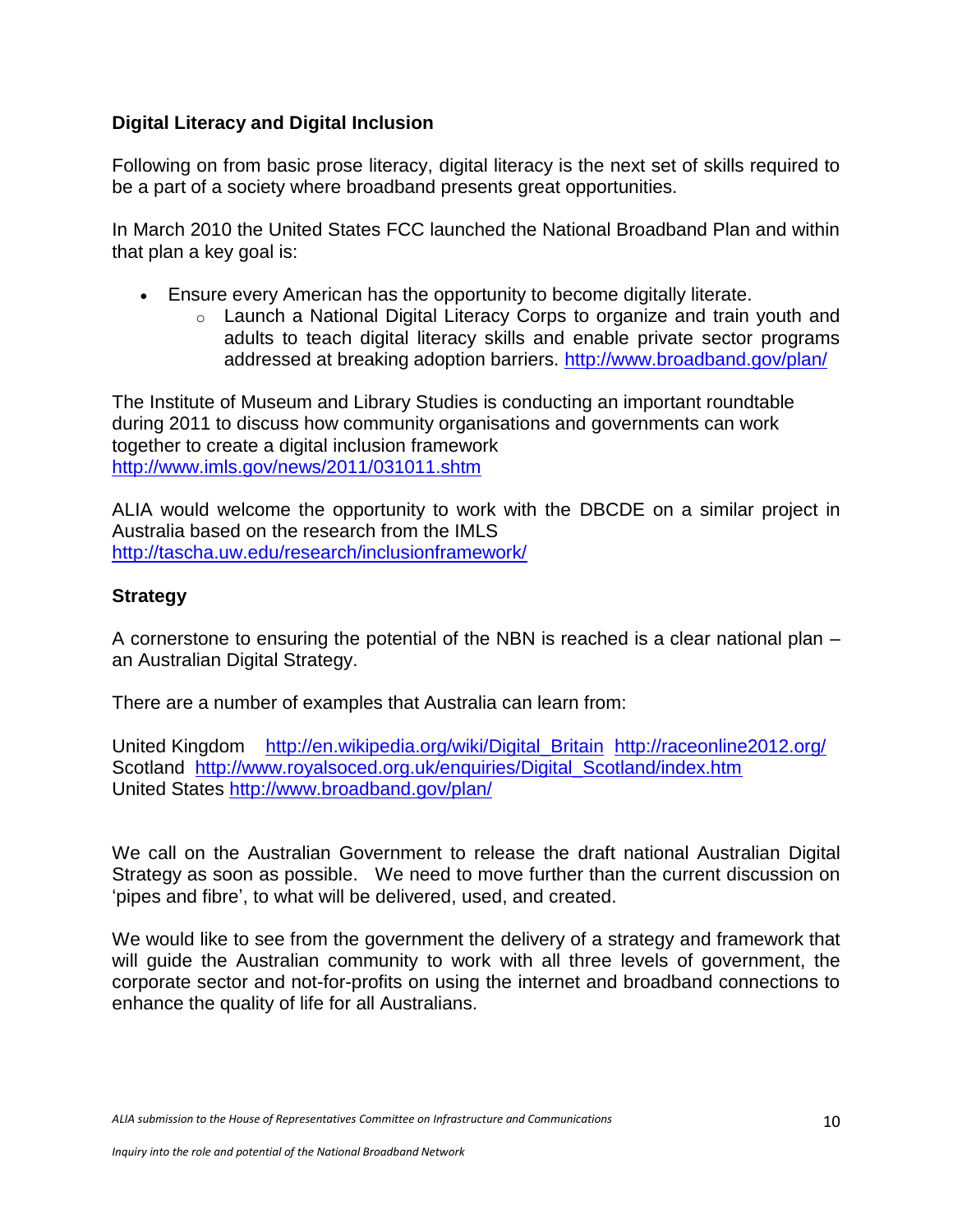**Digital Literacy and Digital Inclusion**

Following on from basic prose literacy, digital literacy is the next set of skills required to be a part of a society where broadband presents great opportunities.

In March 2010 the United States FCC launched the National Broadband Plan and within that plan a key goal is:

- Ensure every American has the opportunity to become digitally literate.
  - Launch a National Digital Literacy Corps to organize and train youth and adults to teach digital literacy skills and enable private sector programs addressed at breaking adoption barriers. http://www.broadband.gov/plan/

The Institute of Museum and Library Studies is conducting an important roundtable during 2011 to discuss how community organisations and governments can work together to create a digital inclusion framework http://www.imls.gov/news/2011/031011.shtm

ALIA would welcome the opportunity to work with the DBCDE on a similar project in Australia based on the research from the IMLS http://tascha.uw.edu/research/inclusionframework/

**Strategy**

A cornerstone to ensuring the potential of the NBN is reached is a clear national plan – an Australian Digital Strategy.

There are a number of examples that Australia can learn from:

United Kingdom http://en.wikipedia.org/wiki/Digital_Britain http://raceonline2012.org/
Scotland http://www.royalsoced.org.uk/enquiries/Digital_Scotland/index.htm
United States http://www.broadband.gov/plan/

We call on the Australian Government to release the draft national Australian Digital Strategy as soon as possible. We need to move further than the current discussion on 'pipes and fibre', to what will be delivered, used, and created.

We would like to see from the government the delivery of a strategy and framework that will guide the Australian community to work with all three levels of government, the corporate sector and not-for-profits on using the internet and broadband connections to enhance the quality of life for all Australians.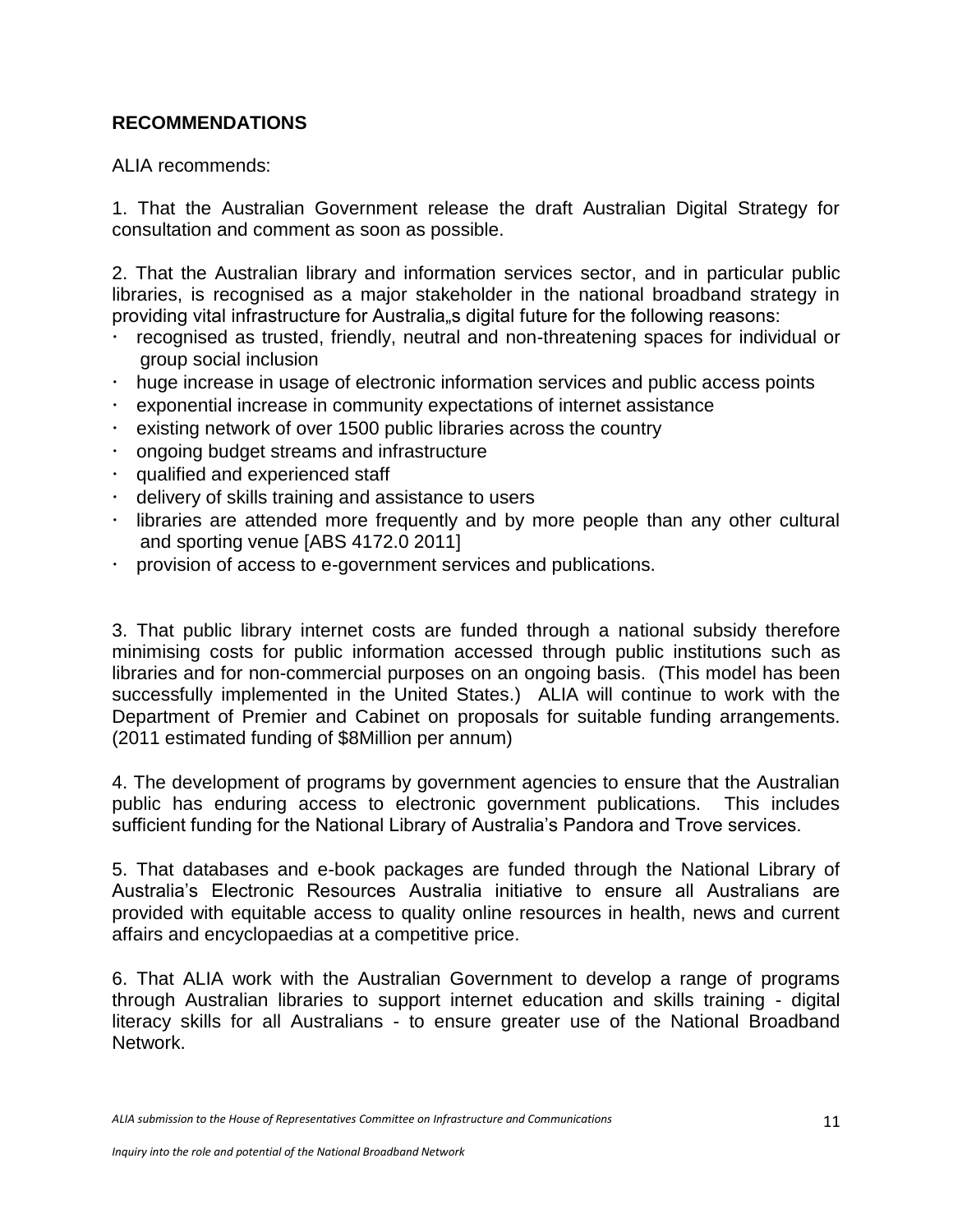## RECOMMENDATIONS

ALIA recommends:

1. That the Australian Government release the draft Australian Digital Strategy for consultation and comment as soon as possible.

2. That the Australian library and information services sector, and in particular public libraries, is recognised as a major stakeholder in the national broadband strategy in providing vital infrastructure for Australia„s digital future for the following reasons:

- recognised as trusted, friendly, neutral and non-threatening spaces for individual or group social inclusion
- huge increase in usage of electronic information services and public access points
- exponential increase in community expectations of internet assistance
- existing network of over 1500 public libraries across the country
- ongoing budget streams and infrastructure
- qualified and experienced staff
- delivery of skills training and assistance to users
- libraries are attended more frequently and by more people than any other cultural and sporting venue [ABS 4172.0 2011]
- provision of access to e-government services and publications.

3. That public library internet costs are funded through a national subsidy therefore minimising costs for public information accessed through public institutions such as libraries and for non-commercial purposes on an ongoing basis. (This model has been successfully implemented in the United States.) ALIA will continue to work with the Department of Premier and Cabinet on proposals for suitable funding arrangements. (2011 estimated funding of $8Million per annum)

4. The development of programs by government agencies to ensure that the Australian public has enduring access to electronic government publications. This includes sufficient funding for the National Library of Australia's Pandora and Trove services.

5. That databases and e-book packages are funded through the National Library of Australia's Electronic Resources Australia initiative to ensure all Australians are provided with equitable access to quality online resources in health, news and current affairs and encyclopaedias at a competitive price.

6. That ALIA work with the Australian Government to develop a range of programs through Australian libraries to support internet education and skills training - digital literacy skills for all Australians - to ensure greater use of the National Broadband Network.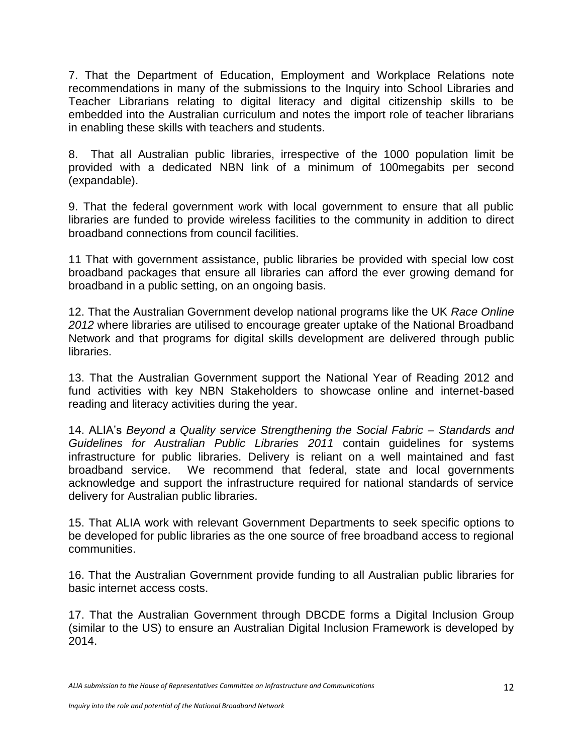7. That the Department of Education, Employment and Workplace Relations note recommendations in many of the submissions to the Inquiry into School Libraries and Teacher Librarians relating to digital literacy and digital citizenship skills to be embedded into the Australian curriculum and notes the import role of teacher librarians in enabling these skills with teachers and students.

8. That all Australian public libraries, irrespective of the 1000 population limit be provided with a dedicated NBN link of a minimum of 100megabits per second (expandable).

9. That the federal government work with local government to ensure that all public libraries are funded to provide wireless facilities to the community in addition to direct broadband connections from council facilities.

11 That with government assistance, public libraries be provided with special low cost broadband packages that ensure all libraries can afford the ever growing demand for broadband in a public setting, on an ongoing basis.

12. That the Australian Government develop national programs like the UK *Race Online 2012* where libraries are utilised to encourage greater uptake of the National Broadband Network and that programs for digital skills development are delivered through public libraries.

13. That the Australian Government support the National Year of Reading 2012 and fund activities with key NBN Stakeholders to showcase online and internet-based reading and literacy activities during the year.

14. ALIA's *Beyond a Quality service Strengthening the Social Fabric – Standards and Guidelines for Australian Public Libraries 2011* contain guidelines for systems infrastructure for public libraries. Delivery is reliant on a well maintained and fast broadband service. We recommend that federal, state and local governments acknowledge and support the infrastructure required for national standards of service delivery for Australian public libraries.

15. That ALIA work with relevant Government Departments to seek specific options to be developed for public libraries as the one source of free broadband access to regional communities.

16. That the Australian Government provide funding to all Australian public libraries for basic internet access costs.

17. That the Australian Government through DBCDE forms a Digital Inclusion Group (similar to the US) to ensure an Australian Digital Inclusion Framework is developed by 2014.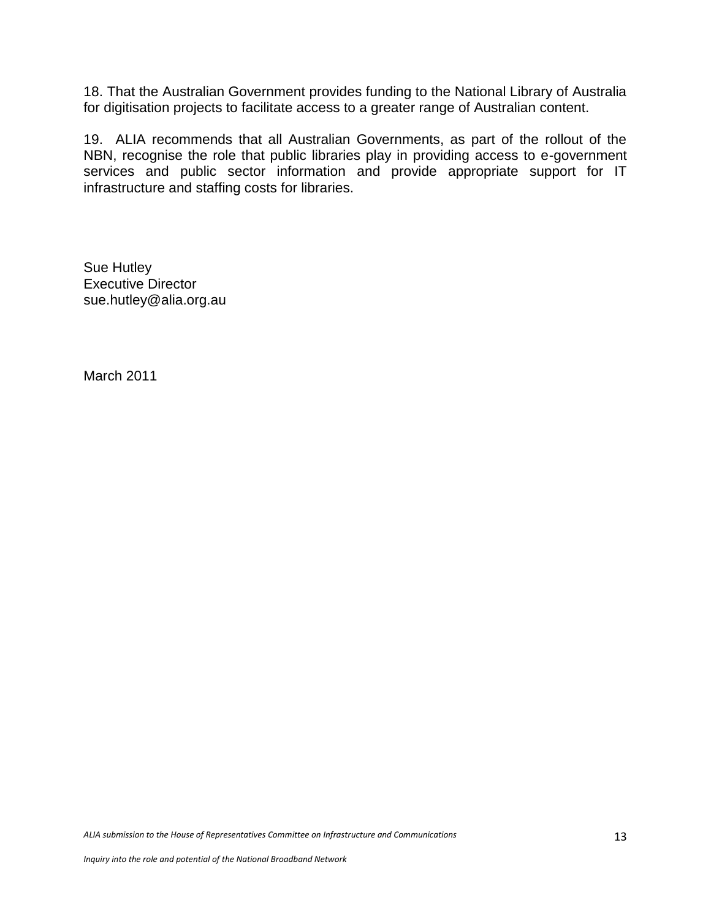18. That the Australian Government provides funding to the National Library of Australia for digitisation projects to facilitate access to a greater range of Australian content.

19. ALIA recommends that all Australian Governments, as part of the rollout of the NBN, recognise the role that public libraries play in providing access to e-government services and public sector information and provide appropriate support for IT infrastructure and staffing costs for libraries.

Sue Hutley  
Executive Director  
sue.hutley@alia.org.au

March 2011